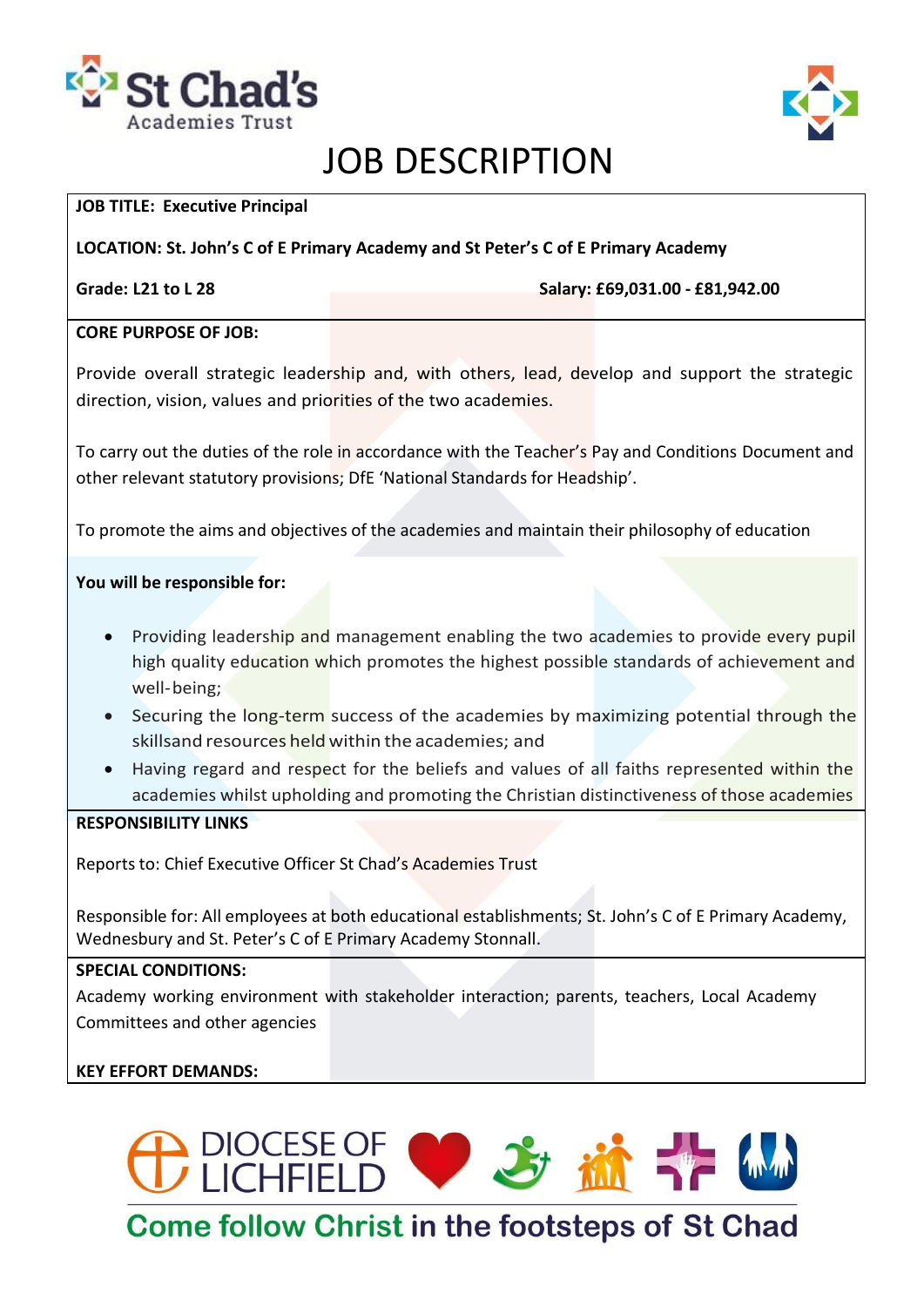# JOB DESCRIPTION

**JOB TITLE: Executive Principal**

**LOCATION: St. John's C of E Primary Academy and St Peter's C of E Primary Academy**

**Grade: L21 to L 28** **Salary: £69,031.00 - £81,942.00**

**CORE PURPOSE OF JOB:**

Provide overall strategic leadership and, with others, lead, develop and support the strategic direction, vision, values and priorities of the two academies.

To carry out the duties of the role in accordance with the Teacher's Pay and Conditions Document and other relevant statutory provisions; DfE 'National Standards for Headship'.

To promote the aims and objectives of the academies and maintain their philosophy of education

**You will be responsible for:**

- Providing leadership and management enabling the two academies to provide every pupil high quality education which promotes the highest possible standards of achievement and well-being;
- Securing the long-term success of the academies by maximizing potential through the skillsand resources held within the academies; and
- Having regard and respect for the beliefs and values of all faiths represented within the academies whilst upholding and promoting the Christian distinctiveness of those academies

**RESPONSIBILITY LINKS**

Reports to: Chief Executive Officer St Chad's Academies Trust

Responsible for: All employees at both educational establishments; St. John's C of E Primary Academy, Wednesbury and St. Peter's C of E Primary Academy Stonnall.

**SPECIAL CONDITIONS:**

Academy working environment with stakeholder interaction; parents, teachers, Local Academy Committees and other agencies

**KEY EFFORT DEMANDS:**

DIOCESE OF LICHFIELD

Come follow Christ in the footsteps of St Chad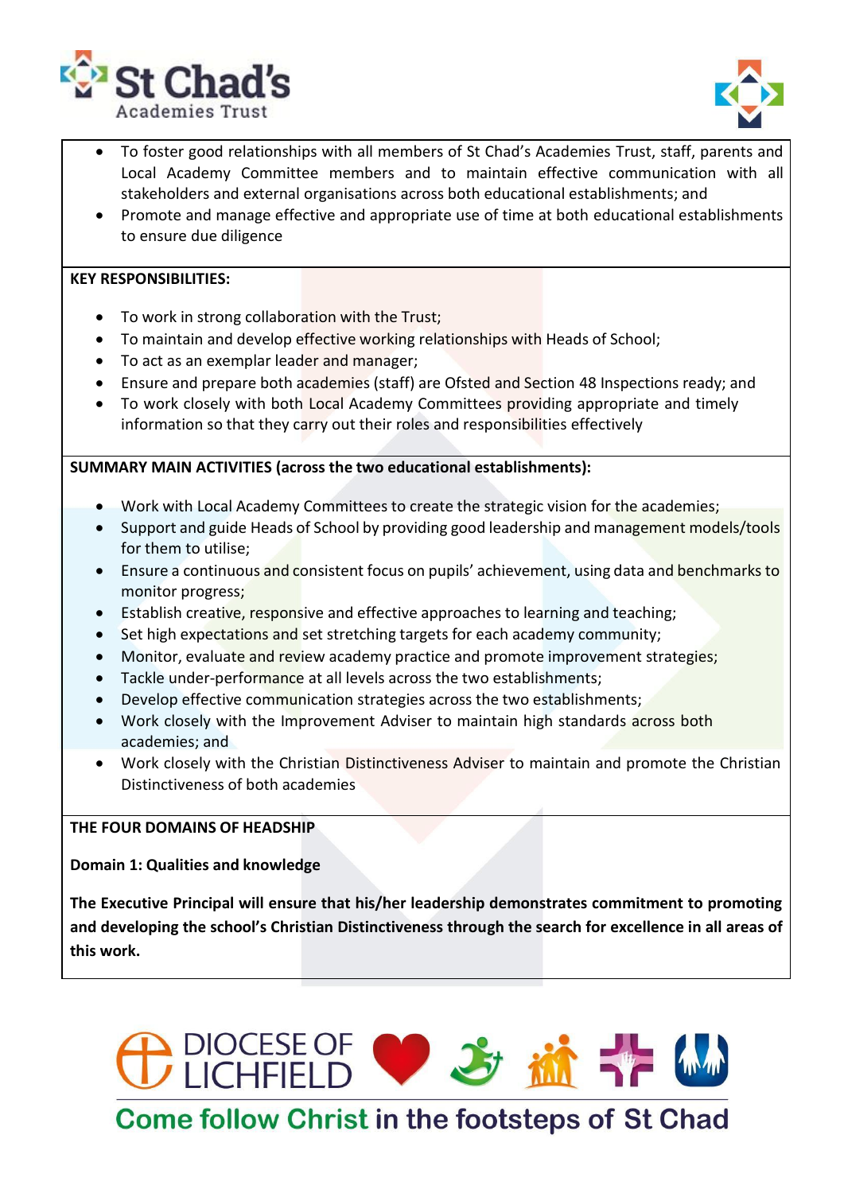- To foster good relationships with all members of St Chad's Academies Trust, staff, parents and Local Academy Committee members and to maintain effective communication with all stakeholders and external organisations across both educational establishments; and
- Promote and manage effective and appropriate use of time at both educational establishments to ensure due diligence

**KEY RESPONSIBILITIES:**

- To work in strong collaboration with the Trust;
- To maintain and develop effective working relationships with Heads of School;
- To act as an exemplar leader and manager;
- Ensure and prepare both academies (staff) are Ofsted and Section 48 Inspections ready; and
- To work closely with both Local Academy Committees providing appropriate and timely information so that they carry out their roles and responsibilities effectively

**SUMMARY MAIN ACTIVITIES (across the two educational establishments):**

- Work with Local Academy Committees to create the strategic vision for the academies;
- Support and guide Heads of School by providing good leadership and management models/tools for them to utilise;
- Ensure a continuous and consistent focus on pupils' achievement, using data and benchmarks to monitor progress;
- Establish creative, responsive and effective approaches to learning and teaching;
- Set high expectations and set stretching targets for each academy community;
- Monitor, evaluate and review academy practice and promote improvement strategies;
- Tackle under-performance at all levels across the two establishments;
- Develop effective communication strategies across the two establishments;
- Work closely with the Improvement Adviser to maintain high standards across both academies; and
- Work closely with the Christian Distinctiveness Adviser to maintain and promote the Christian Distinctiveness of both academies

**THE FOUR DOMAINS OF HEADSHIP**

**Domain 1: Qualities and knowledge**

**The Executive Principal will ensure that his/her leadership demonstrates commitment to promoting and developing the school's Christian Distinctiveness through the search for excellence in all areas of this work.**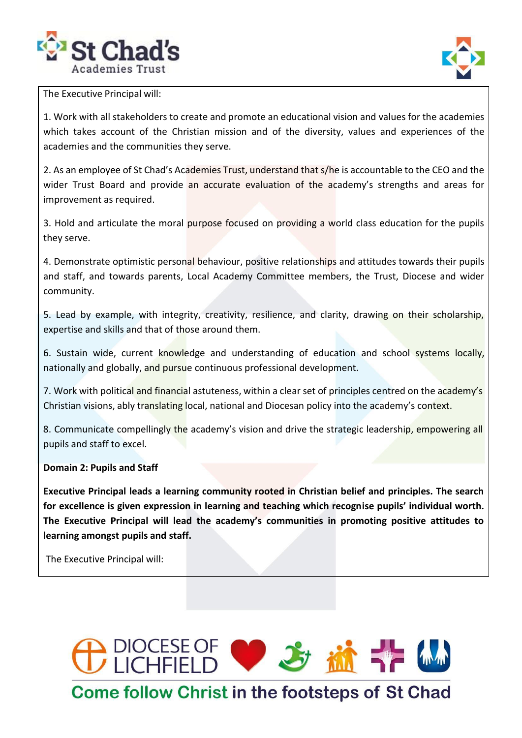The Executive Principal will:

1. Work with all stakeholders to create and promote an educational vision and values for the academies which takes account of the Christian mission and of the diversity, values and experiences of the academies and the communities they serve.

2. As an employee of St Chad's Academies Trust, understand that s/he is accountable to the CEO and the wider Trust Board and provide an accurate evaluation of the academy's strengths and areas for improvement as required.

3. Hold and articulate the moral purpose focused on providing a world class education for the pupils they serve.

4. Demonstrate optimistic personal behaviour, positive relationships and attitudes towards their pupils and staff, and towards parents, Local Academy Committee members, the Trust, Diocese and wider community.

5. Lead by example, with integrity, creativity, resilience, and clarity, drawing on their scholarship, expertise and skills and that of those around them.

6. Sustain wide, current knowledge and understanding of education and school systems locally, nationally and globally, and pursue continuous professional development.

7. Work with political and financial astuteness, within a clear set of principles centred on the academy's Christian visions, ably translating local, national and Diocesan policy into the academy's context.

8. Communicate compellingly the academy's vision and drive the strategic leadership, empowering all pupils and staff to excel.

**Domain 2: Pupils and Staff**

**Executive Principal leads a learning community rooted in Christian belief and principles. The search for excellence is given expression in learning and teaching which recognise pupils' individual worth. The Executive Principal will lead the academy's communities in promoting positive attitudes to learning amongst pupils and staff.**

The Executive Principal will: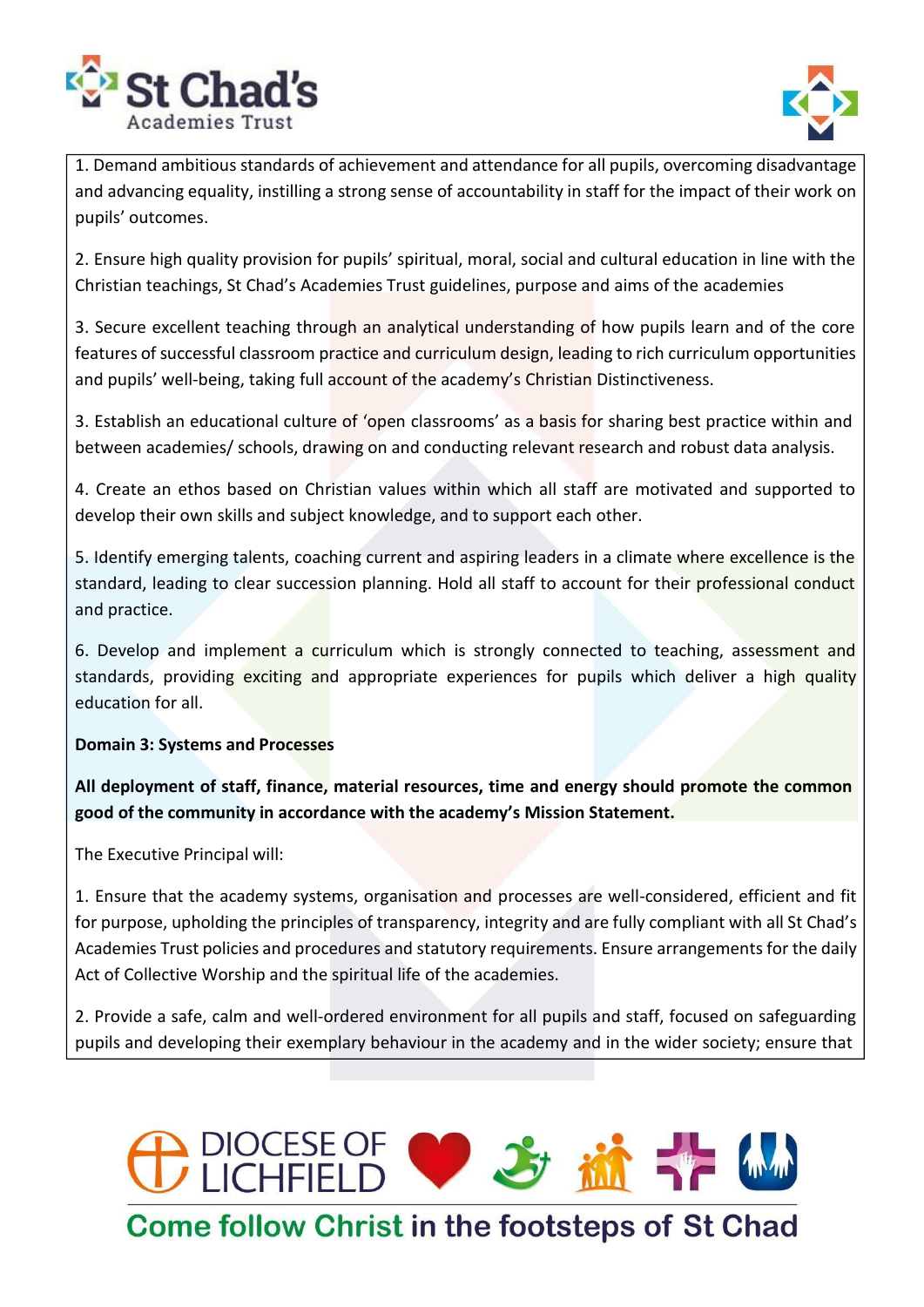1. Demand ambitious standards of achievement and attendance for all pupils, overcoming disadvantage and advancing equality, instilling a strong sense of accountability in staff for the impact of their work on pupils' outcomes.

2. Ensure high quality provision for pupils' spiritual, moral, social and cultural education in line with the Christian teachings, St Chad's Academies Trust guidelines, purpose and aims of the academies

3. Secure excellent teaching through an analytical understanding of how pupils learn and of the core features of successful classroom practice and curriculum design, leading to rich curriculum opportunities and pupils' well-being, taking full account of the academy's Christian Distinctiveness.

3. Establish an educational culture of 'open classrooms' as a basis for sharing best practice within and between academies/ schools, drawing on and conducting relevant research and robust data analysis.

4. Create an ethos based on Christian values within which all staff are motivated and supported to develop their own skills and subject knowledge, and to support each other.

5. Identify emerging talents, coaching current and aspiring leaders in a climate where excellence is the standard, leading to clear succession planning. Hold all staff to account for their professional conduct and practice.

6. Develop and implement a curriculum which is strongly connected to teaching, assessment and standards, providing exciting and appropriate experiences for pupils which deliver a high quality education for all.

**Domain 3: Systems and Processes**

**All deployment of staff, finance, material resources, time and energy should promote the common good of the community in accordance with the academy's Mission Statement.**

The Executive Principal will:

1. Ensure that the academy systems, organisation and processes are well-considered, efficient and fit for purpose, upholding the principles of transparency, integrity and are fully compliant with all St Chad's Academies Trust policies and procedures and statutory requirements. Ensure arrangements for the daily Act of Collective Worship and the spiritual life of the academies.

2. Provide a safe, calm and well-ordered environment for all pupils and staff, focused on safeguarding pupils and developing their exemplary behaviour in the academy and in the wider society; ensure that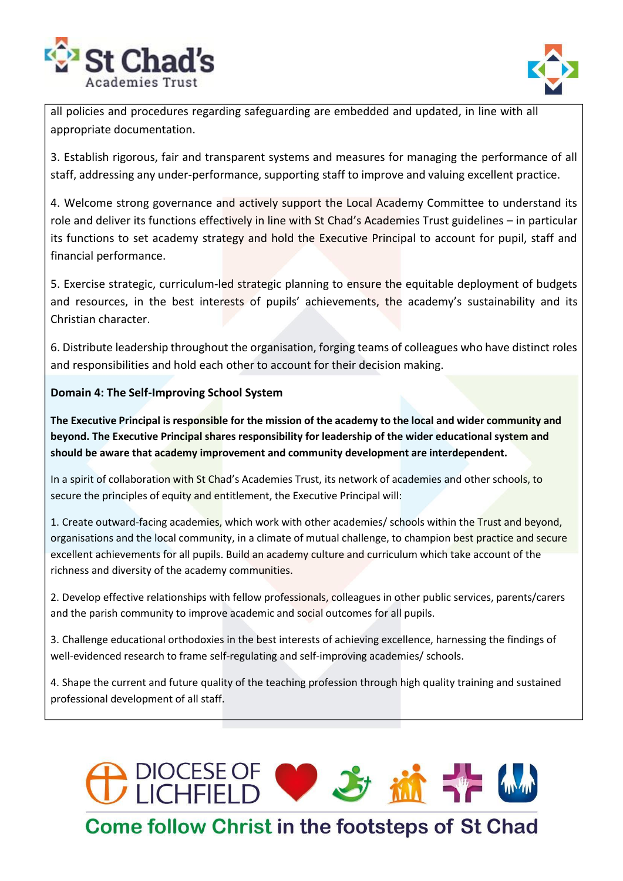all policies and procedures regarding safeguarding are embedded and updated, in line with all appropriate documentation.

3. Establish rigorous, fair and transparent systems and measures for managing the performance of all staff, addressing any under-performance, supporting staff to improve and valuing excellent practice.

4. Welcome strong governance and actively support the Local Academy Committee to understand its role and deliver its functions effectively in line with St Chad's Academies Trust guidelines – in particular its functions to set academy strategy and hold the Executive Principal to account for pupil, staff and financial performance.

5. Exercise strategic, curriculum-led strategic planning to ensure the equitable deployment of budgets and resources, in the best interests of pupils' achievements, the academy's sustainability and its Christian character.

6. Distribute leadership throughout the organisation, forging teams of colleagues who have distinct roles and responsibilities and hold each other to account for their decision making.

**Domain 4: The Self-Improving School System**

**The Executive Principal is responsible for the mission of the academy to the local and wider community and beyond. The Executive Principal shares responsibility for leadership of the wider educational system and should be aware that academy improvement and community development are interdependent.**

In a spirit of collaboration with St Chad's Academies Trust, its network of academies and other schools, to secure the principles of equity and entitlement, the Executive Principal will:

1. Create outward-facing academies, which work with other academies/ schools within the Trust and beyond, organisations and the local community, in a climate of mutual challenge, to champion best practice and secure excellent achievements for all pupils. Build an academy culture and curriculum which take account of the richness and diversity of the academy communities.

2. Develop effective relationships with fellow professionals, colleagues in other public services, parents/carers and the parish community to improve academic and social outcomes for all pupils.

3. Challenge educational orthodoxies in the best interests of achieving excellence, harnessing the findings of well-evidenced research to frame self-regulating and self-improving academies/ schools.

4. Shape the current and future quality of the teaching profession through high quality training and sustained professional development of all staff.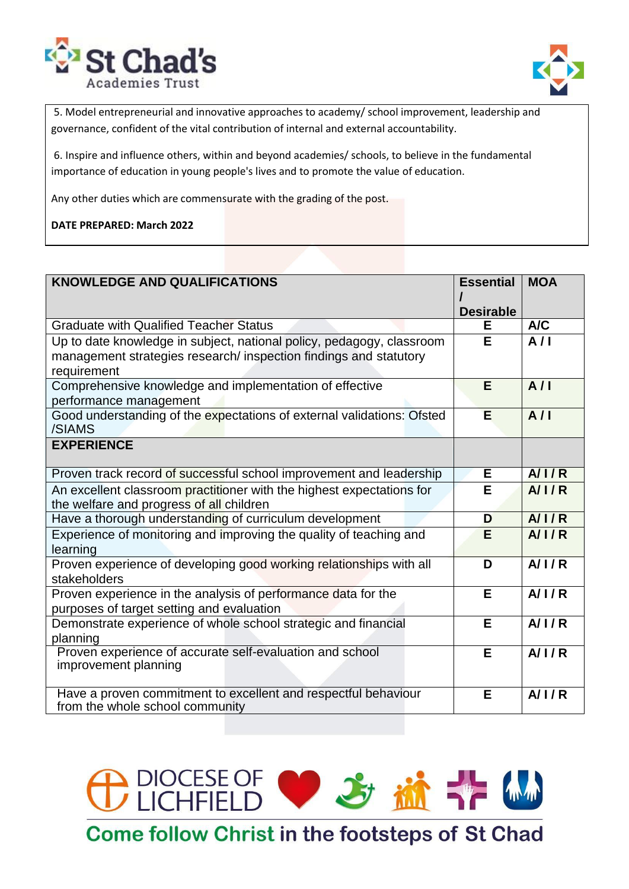5. Model entrepreneurial and innovative approaches to academy/ school improvement, leadership and governance, confident of the vital contribution of internal and external accountability.

6. Inspire and influence others, within and beyond academies/ schools, to believe in the fundamental importance of education in young people's lives and to promote the value of education.

Any other duties which are commensurate with the grading of the post.

**DATE PREPARED: March 2022**

| **KNOWLEDGE AND QUALIFICATIONS** | **Essential / Desirable** | **MOA** |
|---|---|---|
| Graduate with Qualified Teacher Status | E | A/C |
| Up to date knowledge in subject, national policy, pedagogy, classroom management strategies research/ inspection findings and statutory requirement | E | A / I |
| Comprehensive knowledge and implementation of effective performance management | E | A / I |
| Good understanding of the expectations of external validations: Ofsted /SIAMS | E | A / I |
| **EXPERIENCE** | | |
| Proven track record of successful school improvement and leadership | E | A/ I / R |
| An excellent classroom practitioner with the highest expectations for the welfare and progress of all children | E | A/ I / R |
| Have a thorough understanding of curriculum development | D | A/ I / R |
| Experience of monitoring and improving the quality of teaching and learning | E | A/ I / R |
| Proven experience of developing good working relationships with all stakeholders | D | A/ I / R |
| Proven experience in the analysis of performance data for the purposes of target setting and evaluation | E | A/ I / R |
| Demonstrate experience of whole school strategic and financial planning | E | A/ I / R |
| Proven experience of accurate self-evaluation and school improvement planning | E | A/ I / R |
| Have a proven commitment to excellent and respectful behaviour from the whole school community | E | A/ I / R |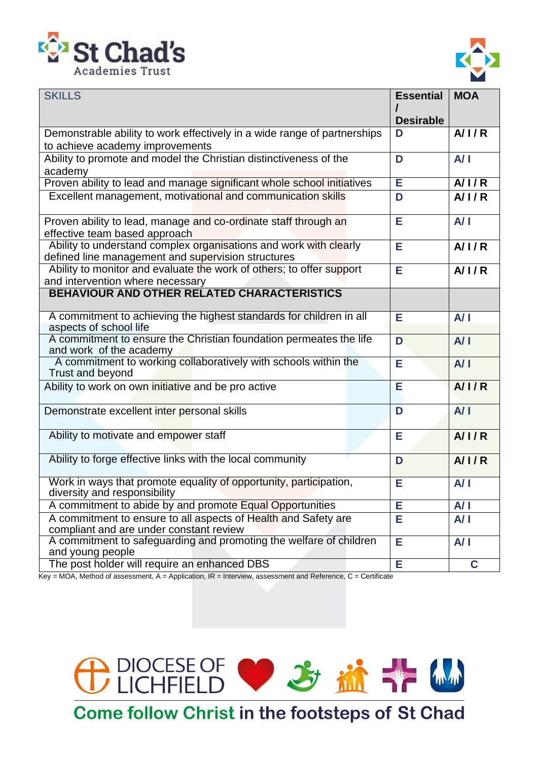| SKILLS | Essential / Desirable | MOA |
|---|---|---|
| Demonstrable ability to work effectively in a wide range of partnerships to achieve academy improvements | D | A/ I / R |
| Ability to promote and model the Christian distinctiveness of the academy | D | A/ I |
| Proven ability to lead and manage significant whole school initiatives | E | A/ I / R |
| Excellent management, motivational and communication skills | D | A/ I / R |
| Proven ability to lead, manage and co-ordinate staff through an effective team based approach | E | A/ I |
| Ability to understand complex organisations and work with clearly defined line management and supervision structures | E | A/ I / R |
| Ability to monitor and evaluate the work of others; to offer support and intervention where necessary | E | A/ I / R |
| **BEHAVIOUR AND OTHER RELATED CHARACTERISTICS** | | |
| A commitment to achieving the highest standards for children in all aspects of school life | E | A/ I |
| A commitment to ensure the Christian foundation permeates the life and work of the academy | D | A/ I |
| A commitment to working collaboratively with schools within the Trust and beyond | E | A/ I |
| Ability to work on own initiative and be pro active | E | A/ I / R |
| Demonstrate excellent inter personal skills | D | A/ I |
| Ability to motivate and empower staff | E | A/ I / R |
| Ability to forge effective links with the local community | D | A/ I / R |
| Work in ways that promote equality of opportunity, participation, diversity and responsibility | E | A/ I |
| A commitment to abide by and promote Equal Opportunities | E | A/ I |
| A commitment to ensure to all aspects of Health and Safety are compliant and are under constant review | E | A/ I |
| A commitment to safeguarding and promoting the welfare of children and young people | E | A/ I |
| The post holder will require an enhanced DBS | E | C |

Key = MOA, Method of assessment, A = Application, IR = Interview, assessment and Reference, C = Certificate

DIOCESE OF LICHFIELD

Come follow Christ in the footsteps of St Chad